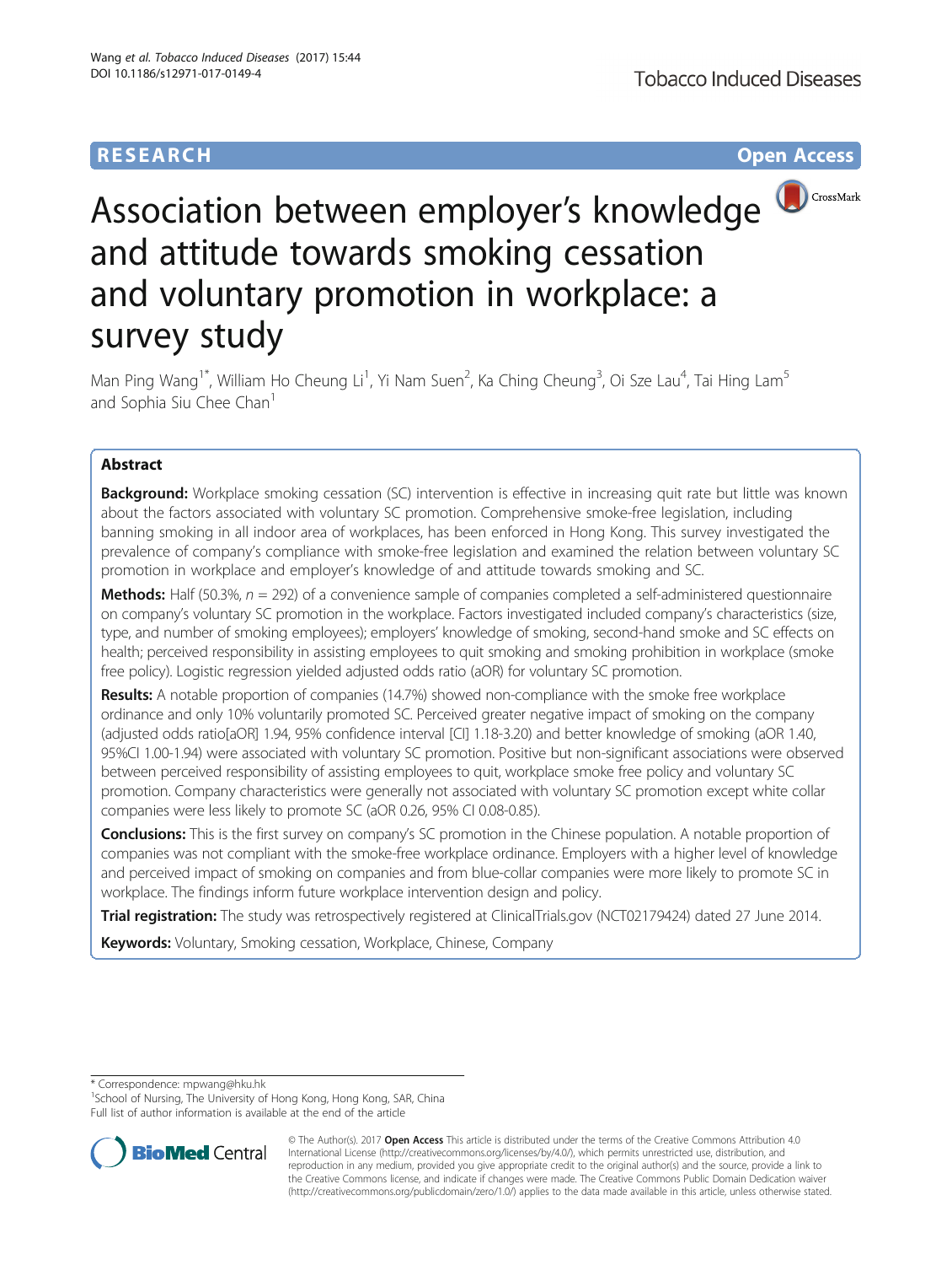# RESEARCH

**Open Access**

# Association between employer's knowledge and attitude towards smoking cessation and voluntary promotion in workplace: a survey study

Man Ping Wang[1*], William Ho Cheung Li[1], Yi Nam Suen[2], Ka Ching Cheung[3], Oi Sze Lau[4], Tai Hing Lam[5] and Sophia Siu Chee Chan[1]

## Abstract

**Background:** Workplace smoking cessation (SC) intervention is effective in increasing quit rate but little was known about the factors associated with voluntary SC promotion. Comprehensive smoke-free legislation, including banning smoking in all indoor area of workplaces, has been enforced in Hong Kong. This survey investigated the prevalence of company's compliance with smoke-free legislation and examined the relation between voluntary SC promotion in workplace and employer's knowledge of and attitude towards smoking and SC.

**Methods:** Half (50.3%, *n* = 292) of a convenience sample of companies completed a self-administered questionnaire on company's voluntary SC promotion in the workplace. Factors investigated included company's characteristics (size, type, and number of smoking employees); employers' knowledge of smoking, second-hand smoke and SC effects on health; perceived responsibility in assisting employees to quit smoking and smoking prohibition in workplace (smoke free policy). Logistic regression yielded adjusted odds ratio (aOR) for voluntary SC promotion.

**Results:** A notable proportion of companies (14.7%) showed non-compliance with the smoke free workplace ordinance and only 10% voluntarily promoted SC. Perceived greater negative impact of smoking on the company (adjusted odds ratio[aOR] 1.94, 95% confidence interval [CI] 1.18-3.20) and better knowledge of smoking (aOR 1.40, 95%CI 1.00-1.94) were associated with voluntary SC promotion. Positive but non-significant associations were observed between perceived responsibility of assisting employees to quit, workplace smoke free policy and voluntary SC promotion. Company characteristics were generally not associated with voluntary SC promotion except white collar companies were less likely to promote SC (aOR 0.26, 95% CI 0.08-0.85).

**Conclusions:** This is the first survey on company's SC promotion in the Chinese population. A notable proportion of companies was not compliant with the smoke-free workplace ordinance. Employers with a higher level of knowledge and perceived impact of smoking on companies and from blue-collar companies were more likely to promote SC in workplace. The findings inform future workplace intervention design and policy.

**Trial registration:** The study was retrospectively registered at ClinicalTrials.gov (NCT02179424) dated 27 June 2014.

**Keywords:** Voluntary, Smoking cessation, Workplace, Chinese, Company

\* Correspondence: mpwang@hku.hk
[1]School of Nursing, The University of Hong Kong, Hong Kong, SAR, China
Full list of author information is available at the end of the article

© The Author(s). 2017 **Open Access** This article is distributed under the terms of the Creative Commons Attribution 4.0 International License (http://creativecommons.org/licenses/by/4.0/), which permits unrestricted use, distribution, and reproduction in any medium, provided you give appropriate credit to the original author(s) and the source, provide a link to the Creative Commons license, and indicate if changes were made. The Creative Commons Public Domain Dedication waiver (http://creativecommons.org/publicdomain/zero/1.0/) applies to the data made available in this article, unless otherwise stated.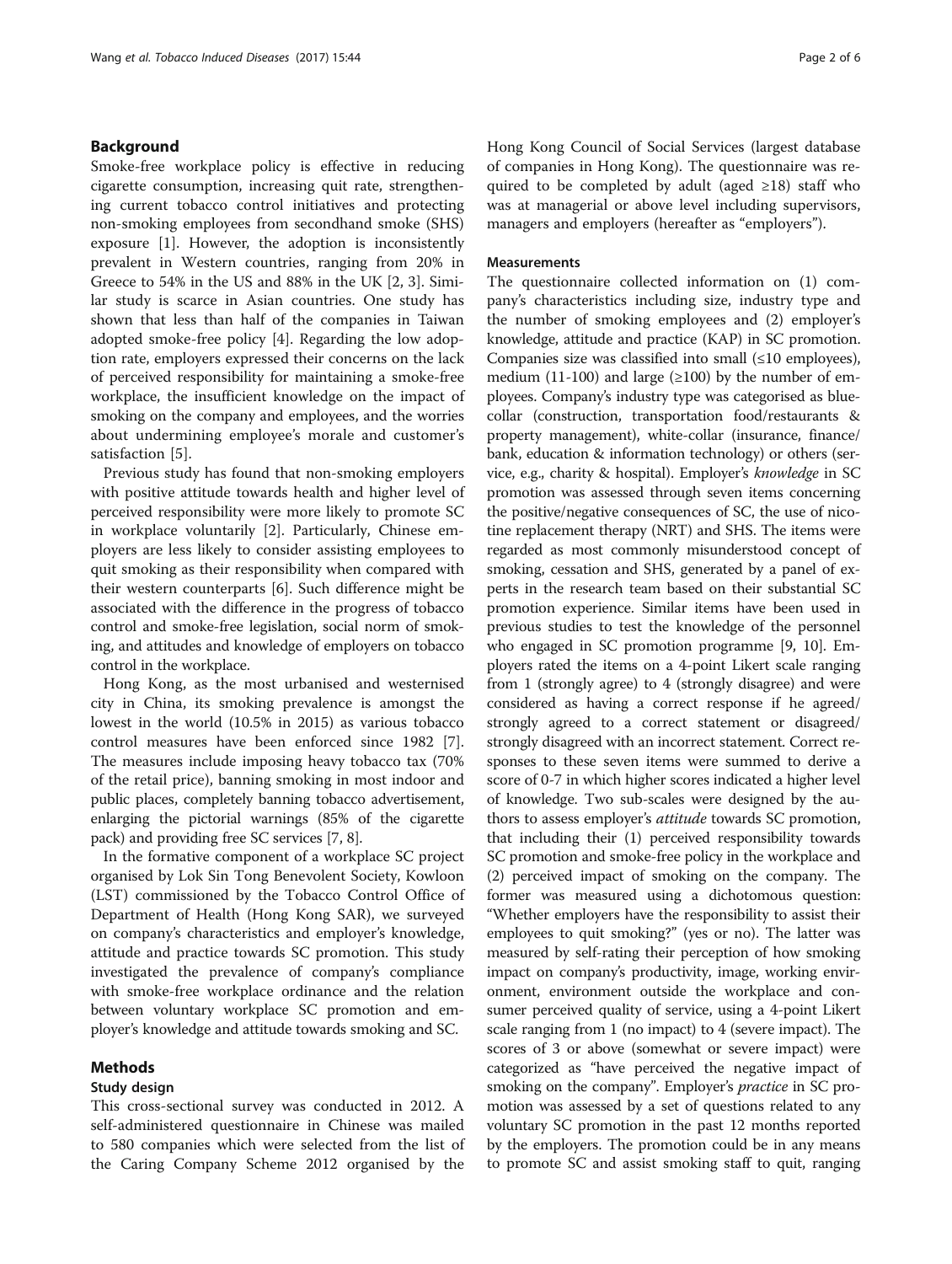## Background

Smoke-free workplace policy is effective in reducing cigarette consumption, increasing quit rate, strengthening current tobacco control initiatives and protecting non-smoking employees from secondhand smoke (SHS) exposure [1]. However, the adoption is inconsistently prevalent in Western countries, ranging from 20% in Greece to 54% in the US and 88% in the UK [2, 3]. Similar study is scarce in Asian countries. One study has shown that less than half of the companies in Taiwan adopted smoke-free policy [4]. Regarding the low adoption rate, employers expressed their concerns on the lack of perceived responsibility for maintaining a smoke-free workplace, the insufficient knowledge on the impact of smoking on the company and employees, and the worries about undermining employee's morale and customer's satisfaction [5].

Previous study has found that non-smoking employers with positive attitude towards health and higher level of perceived responsibility were more likely to promote SC in workplace voluntarily [2]. Particularly, Chinese employers are less likely to consider assisting employees to quit smoking as their responsibility when compared with their western counterparts [6]. Such difference might be associated with the difference in the progress of tobacco control and smoke-free legislation, social norm of smoking, and attitudes and knowledge of employers on tobacco control in the workplace.

Hong Kong, as the most urbanised and westernised city in China, its smoking prevalence is amongst the lowest in the world (10.5% in 2015) as various tobacco control measures have been enforced since 1982 [7]. The measures include imposing heavy tobacco tax (70% of the retail price), banning smoking in most indoor and public places, completely banning tobacco advertisement, enlarging the pictorial warnings (85% of the cigarette pack) and providing free SC services [7, 8].

In the formative component of a workplace SC project organised by Lok Sin Tong Benevolent Society, Kowloon (LST) commissioned by the Tobacco Control Office of Department of Health (Hong Kong SAR), we surveyed on company's characteristics and employer's knowledge, attitude and practice towards SC promotion. This study investigated the prevalence of company's compliance with smoke-free workplace ordinance and the relation between voluntary workplace SC promotion and employer's knowledge and attitude towards smoking and SC.

## Methods

### Study design

This cross-sectional survey was conducted in 2012. A self-administered questionnaire in Chinese was mailed to 580 companies which were selected from the list of the Caring Company Scheme 2012 organised by the Hong Kong Council of Social Services (largest database of companies in Hong Kong). The questionnaire was required to be completed by adult (aged ≥18) staff who was at managerial or above level including supervisors, managers and employers (hereafter as "employers").

### Measurements

The questionnaire collected information on (1) company's characteristics including size, industry type and the number of smoking employees and (2) employer's knowledge, attitude and practice (KAP) in SC promotion. Companies size was classified into small (≤10 employees), medium (11-100) and large (≥100) by the number of employees. Company's industry type was categorised as blue-collar (construction, transportation food/restaurants & property management), white-collar (insurance, finance/bank, education & information technology) or others (service, e.g., charity & hospital). Employer's *knowledge* in SC promotion was assessed through seven items concerning the positive/negative consequences of SC, the use of nicotine replacement therapy (NRT) and SHS. The items were regarded as most commonly misunderstood concept of smoking, cessation and SHS, generated by a panel of experts in the research team based on their substantial SC promotion experience. Similar items have been used in previous studies to test the knowledge of the personnel who engaged in SC promotion programme [9, 10]. Employers rated the items on a 4-point Likert scale ranging from 1 (strongly agree) to 4 (strongly disagree) and were considered as having a correct response if he agreed/strongly agreed to a correct statement or disagreed/strongly disagreed with an incorrect statement. Correct responses to these seven items were summed to derive a score of 0-7 in which higher scores indicated a higher level of knowledge. Two sub-scales were designed by the authors to assess employer's *attitude* towards SC promotion, that including their (1) perceived responsibility towards SC promotion and smoke-free policy in the workplace and (2) perceived impact of smoking on the company. The former was measured using a dichotomous question: "Whether employers have the responsibility to assist their employees to quit smoking?" (yes or no). The latter was measured by self-rating their perception of how smoking impact on company's productivity, image, working environment, environment outside the workplace and consumer perceived quality of service, using a 4-point Likert scale ranging from 1 (no impact) to 4 (severe impact). The scores of 3 or above (somewhat or severe impact) were categorized as "have perceived the negative impact of smoking on the company". Employer's *practice* in SC promotion was assessed by a set of questions related to any voluntary SC promotion in the past 12 months reported by the employers. The promotion could be in any means to promote SC and assist smoking staff to quit, ranging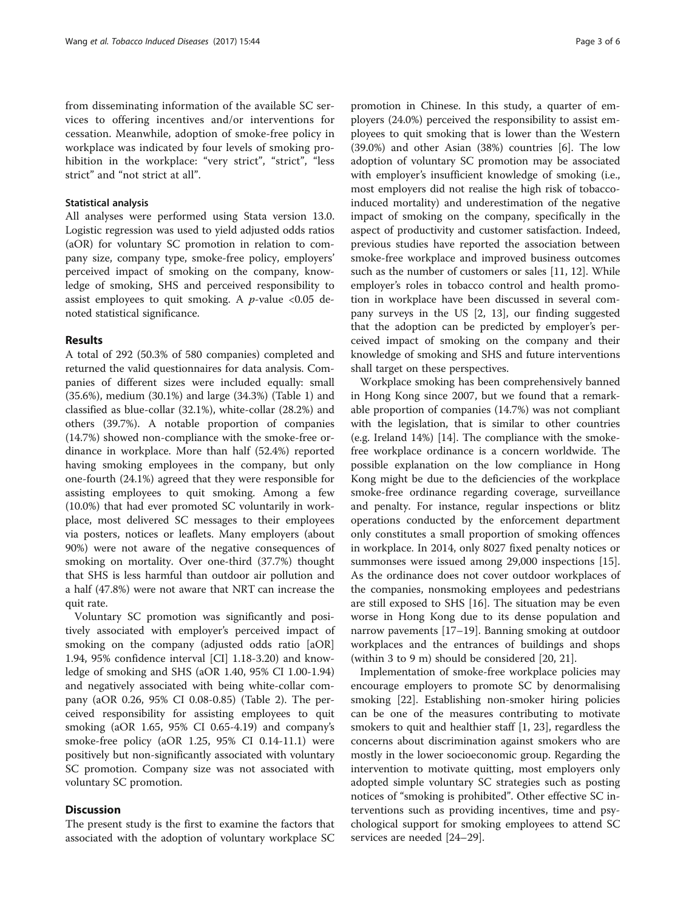from disseminating information of the available SC services to offering incentives and/or interventions for cessation. Meanwhile, adoption of smoke-free policy in workplace was indicated by four levels of smoking prohibition in the workplace: "very strict", "strict", "less strict" and "not strict at all".

### Statistical analysis

All analyses were performed using Stata version 13.0. Logistic regression was used to yield adjusted odds ratios (aOR) for voluntary SC promotion in relation to company size, company type, smoke-free policy, employers' perceived impact of smoking on the company, knowledge of smoking, SHS and perceived responsibility to assist employees to quit smoking. A $p$-value <0.05 denoted statistical significance.

## Results

A total of 292 (50.3% of 580 companies) completed and returned the valid questionnaires for data analysis. Companies of different sizes were included equally: small (35.6%), medium (30.1%) and large (34.3%) (Table 1) and classified as blue-collar (32.1%), white-collar (28.2%) and others (39.7%). A notable proportion of companies (14.7%) showed non-compliance with the smoke-free ordinance in workplace. More than half (52.4%) reported having smoking employees in the company, but only one-fourth (24.1%) agreed that they were responsible for assisting employees to quit smoking. Among a few (10.0%) that had ever promoted SC voluntarily in workplace, most delivered SC messages to their employees via posters, notices or leaflets. Many employers (about 90%) were not aware of the negative consequences of smoking on mortality. Over one-third (37.7%) thought that SHS is less harmful than outdoor air pollution and a half (47.8%) were not aware that NRT can increase the quit rate.

Voluntary SC promotion was significantly and positively associated with employer's perceived impact of smoking on the company (adjusted odds ratio [aOR] 1.94, 95% confidence interval [CI] 1.18-3.20) and knowledge of smoking and SHS (aOR 1.40, 95% CI 1.00-1.94) and negatively associated with being white-collar company (aOR 0.26, 95% CI 0.08-0.85) (Table 2). The perceived responsibility for assisting employees to quit smoking (aOR 1.65, 95% CI 0.65-4.19) and company's smoke-free policy (aOR 1.25, 95% CI 0.14-11.1) were positively but non-significantly associated with voluntary SC promotion. Company size was not associated with voluntary SC promotion.

## Discussion

The present study is the first to examine the factors that associated with the adoption of voluntary workplace SC promotion in Chinese. In this study, a quarter of employers (24.0%) perceived the responsibility to assist employees to quit smoking that is lower than the Western (39.0%) and other Asian (38%) countries [6]. The low adoption of voluntary SC promotion may be associated with employer's insufficient knowledge of smoking (i.e., most employers did not realise the high risk of tobacco-induced mortality) and underestimation of the negative impact of smoking on the company, specifically in the aspect of productivity and customer satisfaction. Indeed, previous studies have reported the association between smoke-free workplace and improved business outcomes such as the number of customers or sales [11, 12]. While employer's roles in tobacco control and health promotion in workplace have been discussed in several company surveys in the US [2, 13], our finding suggested that the adoption can be predicted by employer's perceived impact of smoking on the company and their knowledge of smoking and SHS and future interventions shall target on these perspectives.

Workplace smoking has been comprehensively banned in Hong Kong since 2007, but we found that a remarkable proportion of companies (14.7%) was not compliant with the legislation, that is similar to other countries (e.g. Ireland 14%) [14]. The compliance with the smoke-free workplace ordinance is a concern worldwide. The possible explanation on the low compliance in Hong Kong might be due to the deficiencies of the workplace smoke-free ordinance regarding coverage, surveillance and penalty. For instance, regular inspections or blitz operations conducted by the enforcement department only constitutes a small proportion of smoking offences in workplace. In 2014, only 8027 fixed penalty notices or summonses were issued among 29,000 inspections [15]. As the ordinance does not cover outdoor workplaces of the companies, nonsmoking employees and pedestrians are still exposed to SHS [16]. The situation may be even worse in Hong Kong due to its dense population and narrow pavements [17–19]. Banning smoking at outdoor workplaces and the entrances of buildings and shops (within 3 to 9 m) should be considered [20, 21].

Implementation of smoke-free workplace policies may encourage employers to promote SC by denormalising smoking [22]. Establishing non-smoker hiring policies can be one of the measures contributing to motivate smokers to quit and healthier staff [1, 23], regardless the concerns about discrimination against smokers who are mostly in the lower socioeconomic group. Regarding the intervention to motivate quitting, most employers only adopted simple voluntary SC strategies such as posting notices of "smoking is prohibited". Other effective SC interventions such as providing incentives, time and psychological support for smoking employees to attend SC services are needed [24–29].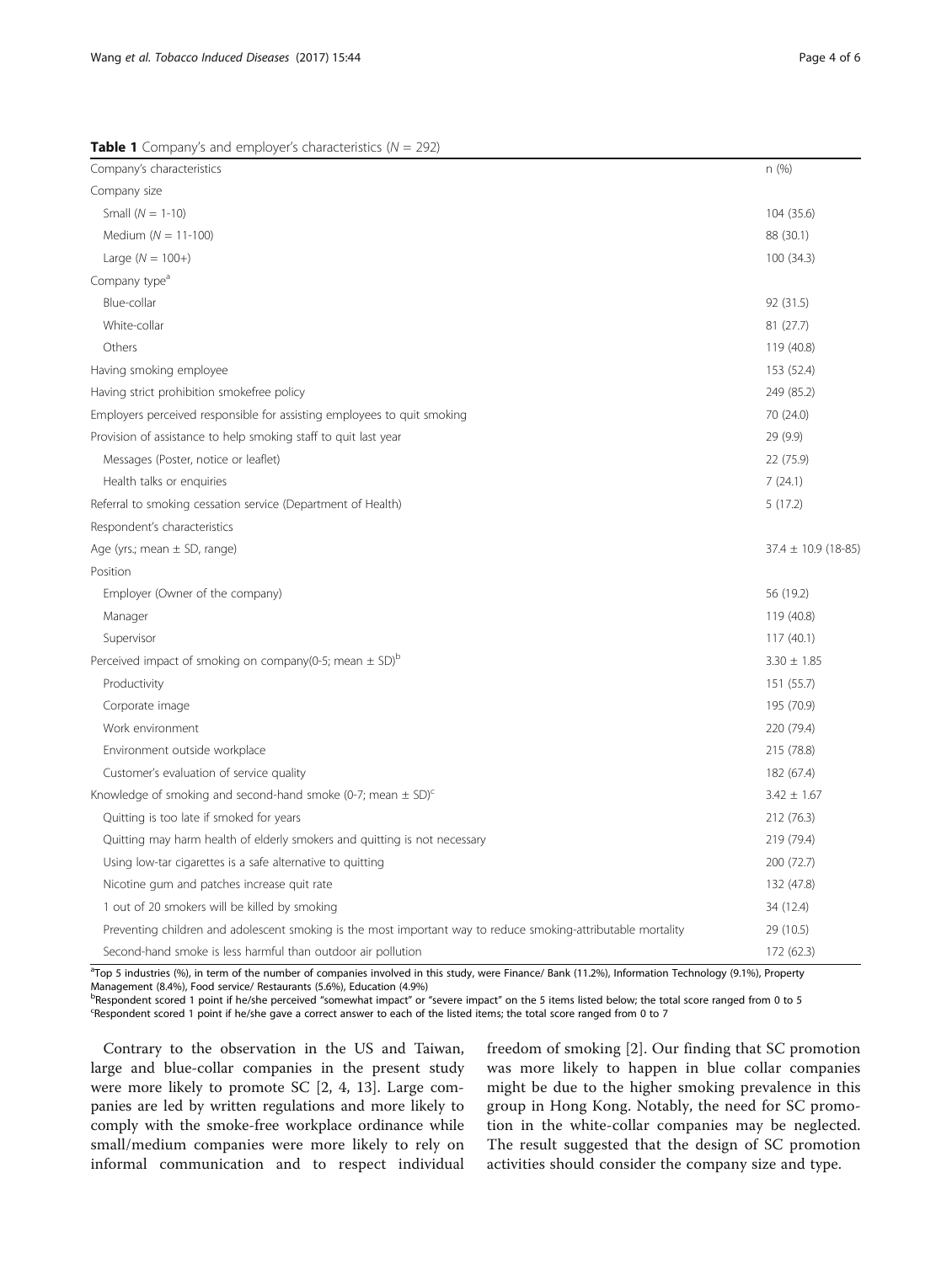**Table 1** Company's and employer's characteristics ($N$ = 292)

| Company's characteristics | n (%) |
|---|---|
| Company size | |
| Small ($N$ = 1-10) | 104 (35.6) |
| Medium ($N$ = 11-100) | 88 (30.1) |
| Large ($N$ = 100+) | 100 (34.3) |
| Company type[a] | |
| Blue-collar | 92 (31.5) |
| White-collar | 81 (27.7) |
| Others | 119 (40.8) |
| Having smoking employee | 153 (52.4) |
| Having strict prohibition smokefree policy | 249 (85.2) |
| Employers perceived responsible for assisting employees to quit smoking | 70 (24.0) |
| Provision of assistance to help smoking staff to quit last year | 29 (9.9) |
| Messages (Poster, notice or leaflet) | 22 (75.9) |
| Health talks or enquiries | 7 (24.1) |
| Referral to smoking cessation service (Department of Health) | 5 (17.2) |
| Respondent's characteristics | |
| Age (yrs.; mean ± SD, range) | 37.4 ± 10.9 (18-85) |
| Position | |
| Employer (Owner of the company) | 56 (19.2) |
| Manager | 119 (40.8) |
| Supervisor | 117 (40.1) |
| Perceived impact of smoking on company(0-5; mean ± SD)[b] | 3.30 ± 1.85 |
| Productivity | 151 (55.7) |
| Corporate image | 195 (70.9) |
| Work environment | 220 (79.4) |
| Environment outside workplace | 215 (78.8) |
| Customer's evaluation of service quality | 182 (67.4) |
| Knowledge of smoking and second-hand smoke (0-7; mean ± SD)[c] | 3.42 ± 1.67 |
| Quitting is too late if smoked for years | 212 (76.3) |
| Quitting may harm health of elderly smokers and quitting is not necessary | 219 (79.4) |
| Using low-tar cigarettes is a safe alternative to quitting | 200 (72.7) |
| Nicotine gum and patches increase quit rate | 132 (47.8) |
| 1 out of 20 smokers will be killed by smoking | 34 (12.4) |
| Preventing children and adolescent smoking is the most important way to reduce smoking-attributable mortality | 29 (10.5) |
| Second-hand smoke is less harmful than outdoor air pollution | 172 (62.3) |

[a]Top 5 industries (%), in term of the number of companies involved in this study, were Finance/ Bank (11.2%), Information Technology (9.1%), Property Management (8.4%), Food service/ Restaurants (5.6%), Education (4.9%)
[b]Respondent scored 1 point if he/she perceived "somewhat impact" or "severe impact" on the 5 items listed below; the total score ranged from 0 to 5
[c]Respondent scored 1 point if he/she gave a correct answer to each of the listed items; the total score ranged from 0 to 7

Contrary to the observation in the US and Taiwan, large and blue-collar companies in the present study were more likely to promote SC [2, 4, 13]. Large companies are led by written regulations and more likely to comply with the smoke-free workplace ordinance while small/medium companies were more likely to rely on informal communication and to respect individual freedom of smoking [2]. Our finding that SC promotion was more likely to happen in blue collar companies might be due to the higher smoking prevalence in this group in Hong Kong. Notably, the need for SC promotion in the white-collar companies may be neglected. The result suggested that the design of SC promotion activities should consider the company size and type.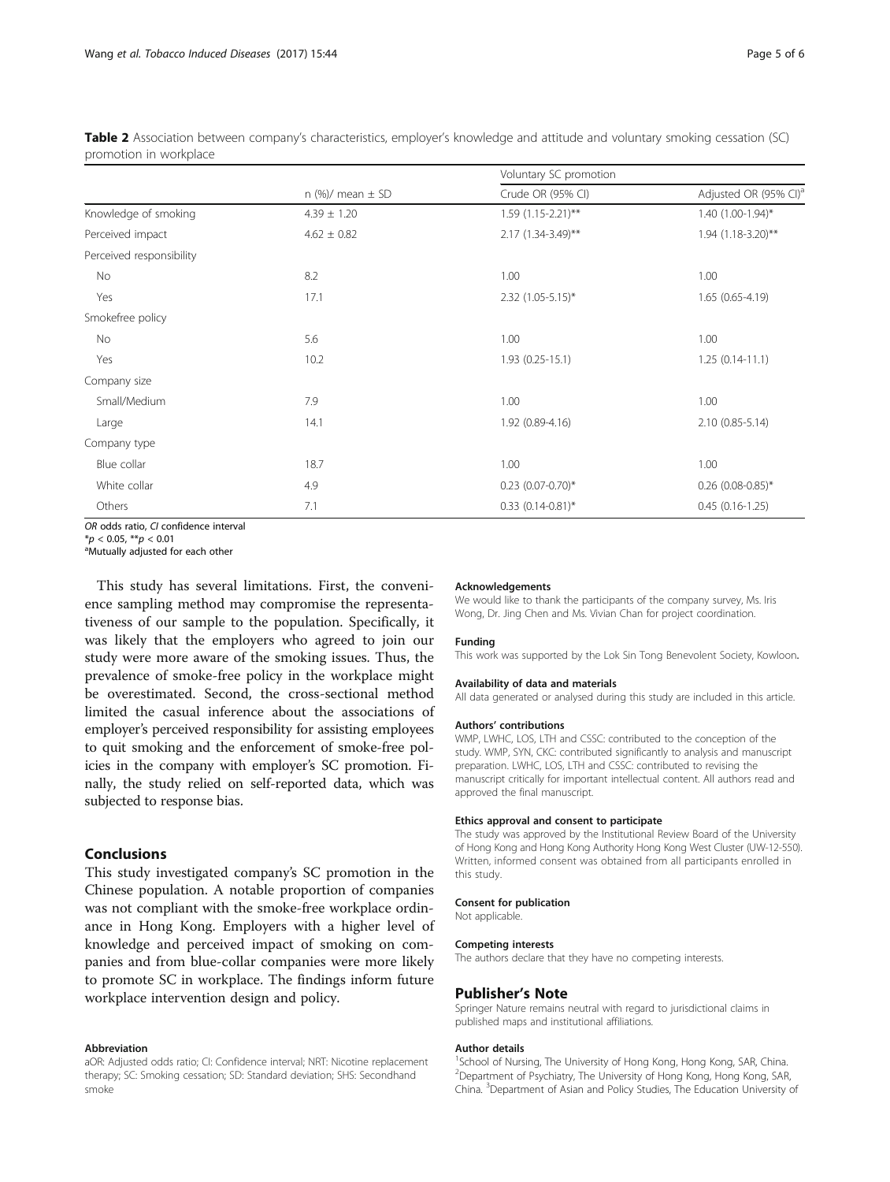**Table 2** Association between company's characteristics, employer's knowledge and attitude and voluntary smoking cessation (SC) promotion in workplace

| | | Voluntary SC promotion | |
|---|---|---|---|
| | n (%)/ mean ± SD | Crude OR (95% CI) | Adjusted OR (95% CI)[a] |
| Knowledge of smoking | 4.39 ± 1.20 | 1.59 (1.15-2.21)** | 1.40 (1.00-1.94)* |
| Perceived impact | 4.62 ± 0.82 | 2.17 (1.34-3.49)** | 1.94 (1.18-3.20)** |
| Perceived responsibility | | | |
| No | 8.2 | 1.00 | 1.00 |
| Yes | 17.1 | 2.32 (1.05-5.15)* | 1.65 (0.65-4.19) |
| Smokefree policy | | | |
| No | 5.6 | 1.00 | 1.00 |
| Yes | 10.2 | 1.93 (0.25-15.1) | 1.25 (0.14-11.1) |
| Company size | | | |
| Small/Medium | 7.9 | 1.00 | 1.00 |
| Large | 14.1 | 1.92 (0.89-4.16) | 2.10 (0.85-5.14) |
| Company type | | | |
| Blue collar | 18.7 | 1.00 | 1.00 |
| White collar | 4.9 | 0.23 (0.07-0.70)* | 0.26 (0.08-0.85)* |
| Others | 7.1 | 0.33 (0.14-0.81)* | 0.45 (0.16-1.25) |

*OR* odds ratio, *CI* confidence interval
*$p < 0.05$, **$p < 0.01$
[a]Mutually adjusted for each other

This study has several limitations. First, the convenience sampling method may compromise the representativeness of our sample to the population. Specifically, it was likely that the employers who agreed to join our study were more aware of the smoking issues. Thus, the prevalence of smoke-free policy in the workplace might be overestimated. Second, the cross-sectional method limited the casual inference about the associations of employer's perceived responsibility for assisting employees to quit smoking and the enforcement of smoke-free policies in the company with employer's SC promotion. Finally, the study relied on self-reported data, which was subjected to response bias.

## Conclusions

This study investigated company's SC promotion in the Chinese population. A notable proportion of companies was not compliant with the smoke-free workplace ordinance in Hong Kong. Employers with a higher level of knowledge and perceived impact of smoking on companies and from blue-collar companies were more likely to promote SC in workplace. The findings inform future workplace intervention design and policy.

#### Abbreviation

aOR: Adjusted odds ratio; CI: Confidence interval; NRT: Nicotine replacement therapy; SC: Smoking cessation; SD: Standard deviation; SHS: Secondhand smoke

#### Acknowledgements

We would like to thank the participants of the company survey, Ms. Iris Wong, Dr. Jing Chen and Ms. Vivian Chan for project coordination.

#### Funding

This work was supported by the Lok Sin Tong Benevolent Society, Kowloon.

#### Availability of data and materials

All data generated or analysed during this study are included in this article.

#### Authors' contributions

WMP, LWHC, LOS, LTH and CSSC: contributed to the conception of the study. WMP, SYN, CKC: contributed significantly to analysis and manuscript preparation. LWHC, LOS, LTH and CSSC: contributed to revising the manuscript critically for important intellectual content. All authors read and approved the final manuscript.

#### Ethics approval and consent to participate

The study was approved by the Institutional Review Board of the University of Hong Kong and Hong Kong Authority Hong Kong West Cluster (UW-12-550). Written, informed consent was obtained from all participants enrolled in this study.

#### Consent for publication

Not applicable.

#### Competing interests

The authors declare that they have no competing interests.

## Publisher's Note

Springer Nature remains neutral with regard to jurisdictional claims in published maps and institutional affiliations.

#### Author details

[1]School of Nursing, The University of Hong Kong, Hong Kong, SAR, China. [2]Department of Psychiatry, The University of Hong Kong, Hong Kong, SAR, China. [3]Department of Asian and Policy Studies, The Education University of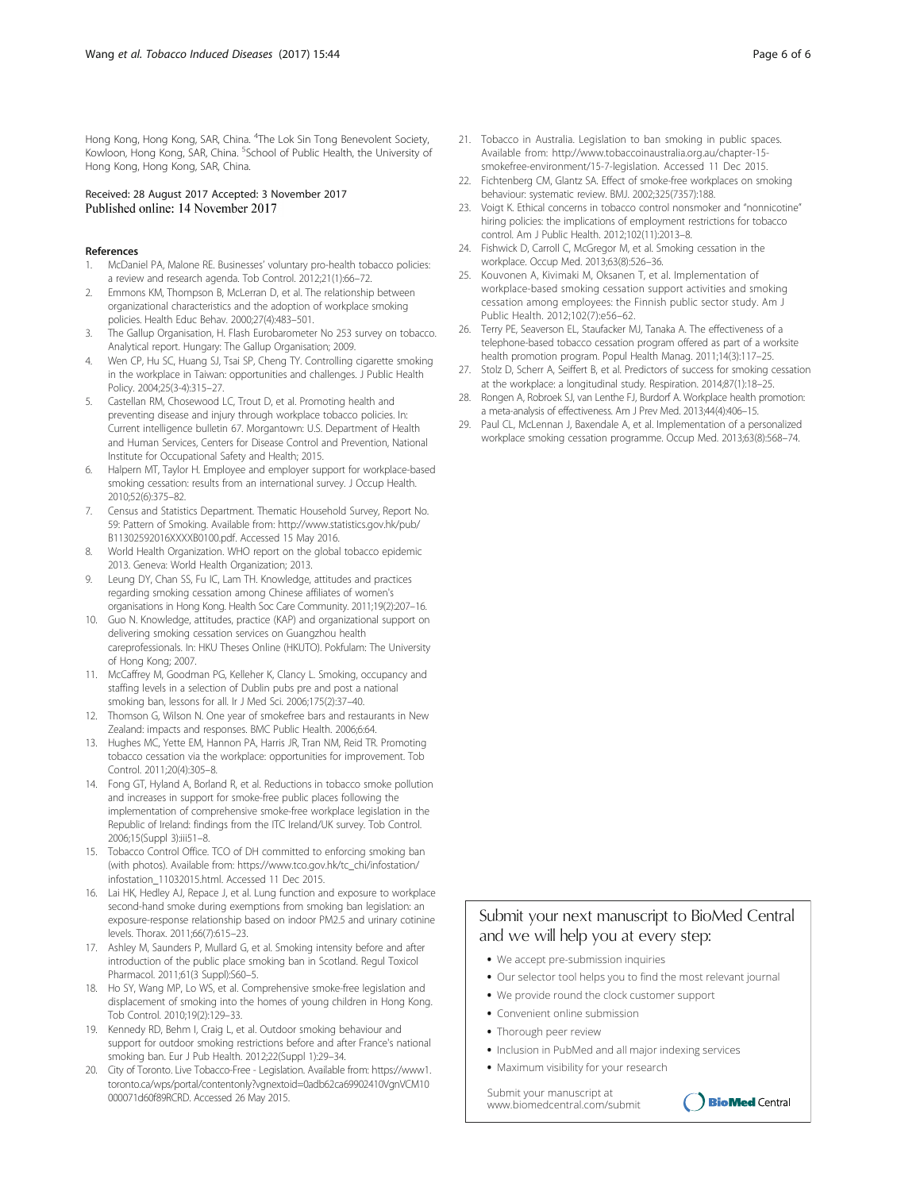Hong Kong, Hong Kong, SAR, China. [4]The Lok Sin Tong Benevolent Society, Kowloon, Hong Kong, SAR, China. [5]School of Public Health, the University of Hong Kong, Hong Kong, SAR, China.

Received: 28 August 2017 Accepted: 3 November 2017
Published online: 14 November 2017

## References

1. McDaniel PA, Malone RE. Businesses' voluntary pro-health tobacco policies: a review and research agenda. Tob Control. 2012;21(1):66–72.
2. Emmons KM, Thompson B, McLerran D, et al. The relationship between organizational characteristics and the adoption of workplace smoking policies. Health Educ Behav. 2000;27(4):483–501.
3. The Gallup Organisation, H. Flash Eurobarometer No 253 survey on tobacco. Analytical report. Hungary: The Gallup Organisation; 2009.
4. Wen CP, Hu SC, Huang SJ, Tsai SP, Cheng TY. Controlling cigarette smoking in the workplace in Taiwan: opportunities and challenges. J Public Health Policy. 2004;25(3-4):315–27.
5. Castellan RM, Chosewood LC, Trout D, et al. Promoting health and preventing disease and injury through workplace tobacco policies. In: Current intelligence bulletin 67. Morgantown: U.S. Department of Health and Human Services, Centers for Disease Control and Prevention, National Institute for Occupational Safety and Health; 2015.
6. Halpern MT, Taylor H. Employee and employer support for workplace-based smoking cessation: results from an international survey. J Occup Health. 2010;52(6):375–82.
7. Census and Statistics Department. Thematic Household Survey, Report No. 59: Pattern of Smoking. Available from: http://www.statistics.gov.hk/pub/B11302592016XXXXB0100.pdf. Accessed 15 May 2016.
8. World Health Organization. WHO report on the global tobacco epidemic 2013. Geneva: World Health Organization; 2013.
9. Leung DY, Chan SS, Fu IC, Lam TH. Knowledge, attitudes and practices regarding smoking cessation among Chinese affiliates of women's organisations in Hong Kong. Health Soc Care Community. 2011;19(2):207–16.
10. Guo N. Knowledge, attitudes, practice (KAP) and organizational support on delivering smoking cessation services on Guangzhou health careprofessionals. In: HKU Theses Online (HKUTO). Pokfulam: The University of Hong Kong; 2007.
11. McCaffrey M, Goodman PG, Kelleher K, Clancy L. Smoking, occupancy and staffing levels in a selection of Dublin pubs pre and post a national smoking ban, lessons for all. Ir J Med Sci. 2006;175(2):37–40.
12. Thomson G, Wilson N. One year of smokefree bars and restaurants in New Zealand: impacts and responses. BMC Public Health. 2006;6:64.
13. Hughes MC, Yette EM, Hannon PA, Harris JR, Tran NM, Reid TR. Promoting tobacco cessation via the workplace: opportunities for improvement. Tob Control. 2011;20(4):305–8.
14. Fong GT, Hyland A, Borland R, et al. Reductions in tobacco smoke pollution and increases in support for smoke-free public places following the implementation of comprehensive smoke-free workplace legislation in the Republic of Ireland: findings from the ITC Ireland/UK survey. Tob Control. 2006;15(Suppl 3):iii51–8.
15. Tobacco Control Office. TCO of DH committed to enforcing smoking ban (with photos). Available from: https://www.tco.gov.hk/tc_chi/infostation/infostation_11032015.html. Accessed 11 Dec 2015.
16. Lai HK, Hedley AJ, Repace J, et al. Lung function and exposure to workplace second-hand smoke during exemptions from smoking ban legislation: an exposure-response relationship based on indoor PM2.5 and urinary cotinine levels. Thorax. 2011;66(7):615–23.
17. Ashley M, Saunders P, Mullard G, et al. Smoking intensity before and after introduction of the public place smoking ban in Scotland. Regul Toxicol Pharmacol. 2011;61(3 Suppl):S60–5.
18. Ho SY, Wang MP, Lo WS, et al. Comprehensive smoke-free legislation and displacement of smoking into the homes of young children in Hong Kong. Tob Control. 2010;19(2):129–33.
19. Kennedy RD, Behm I, Craig L, et al. Outdoor smoking behaviour and support for outdoor smoking restrictions before and after France's national smoking ban. Eur J Pub Health. 2012;22(Suppl 1):29–34.
20. City of Toronto. Live Tobacco-Free - Legislation. Available from: https://www1.toronto.ca/wps/portal/contentonly?vgnextoid=0adb62ca69902410VgnVCM10000071d60f89RCRD. Accessed 26 May 2015.
21. Tobacco in Australia. Legislation to ban smoking in public spaces. Available from: http://www.tobaccoinaustralia.org.au/chapter-15-smokefree-environment/15-7-legislation. Accessed 11 Dec 2015.
22. Fichtenberg CM, Glantz SA. Effect of smoke-free workplaces on smoking behaviour: systematic review. BMJ. 2002;325(7357):188.
23. Voigt K. Ethical concerns in tobacco control nonsmoker and "nonnicotine" hiring policies: the implications of employment restrictions for tobacco control. Am J Public Health. 2012;102(11):2013–8.
24. Fishwick D, Carroll C, McGregor M, et al. Smoking cessation in the workplace. Occup Med. 2013;63(8):526–36.
25. Kouvonen A, Kivimaki M, Oksanen T, et al. Implementation of workplace-based smoking cessation support activities and smoking cessation among employees: the Finnish public sector study. Am J Public Health. 2012;102(7):e56–62.
26. Terry PE, Seaverson EL, Staufacker MJ, Tanaka A. The effectiveness of a telephone-based tobacco cessation program offered as part of a worksite health promotion program. Popul Health Manag. 2011;14(3):117–25.
27. Stolz D, Scherr A, Seiffert B, et al. Predictors of success for smoking cessation at the workplace: a longitudinal study. Respiration. 2014;87(1):18–25.
28. Rongen A, Robroek SJ, van Lenthe FJ, Burdorf A. Workplace health promotion: a meta-analysis of effectiveness. Am J Prev Med. 2013;44(4):406–15.
29. Paul CL, McLennan J, Baxendale A, et al. Implementation of a personalized workplace smoking cessation programme. Occup Med. 2013;63(8):568–74.

Submit your next manuscript to BioMed Central and we will help you at every step:

- We accept pre-submission inquiries
- Our selector tool helps you to find the most relevant journal
- We provide round the clock customer support
- Convenient online submission
- Thorough peer review
- Inclusion in PubMed and all major indexing services
- Maximum visibility for your research

Submit your manuscript at
www.biomedcentral.com/submit

BioMed Central